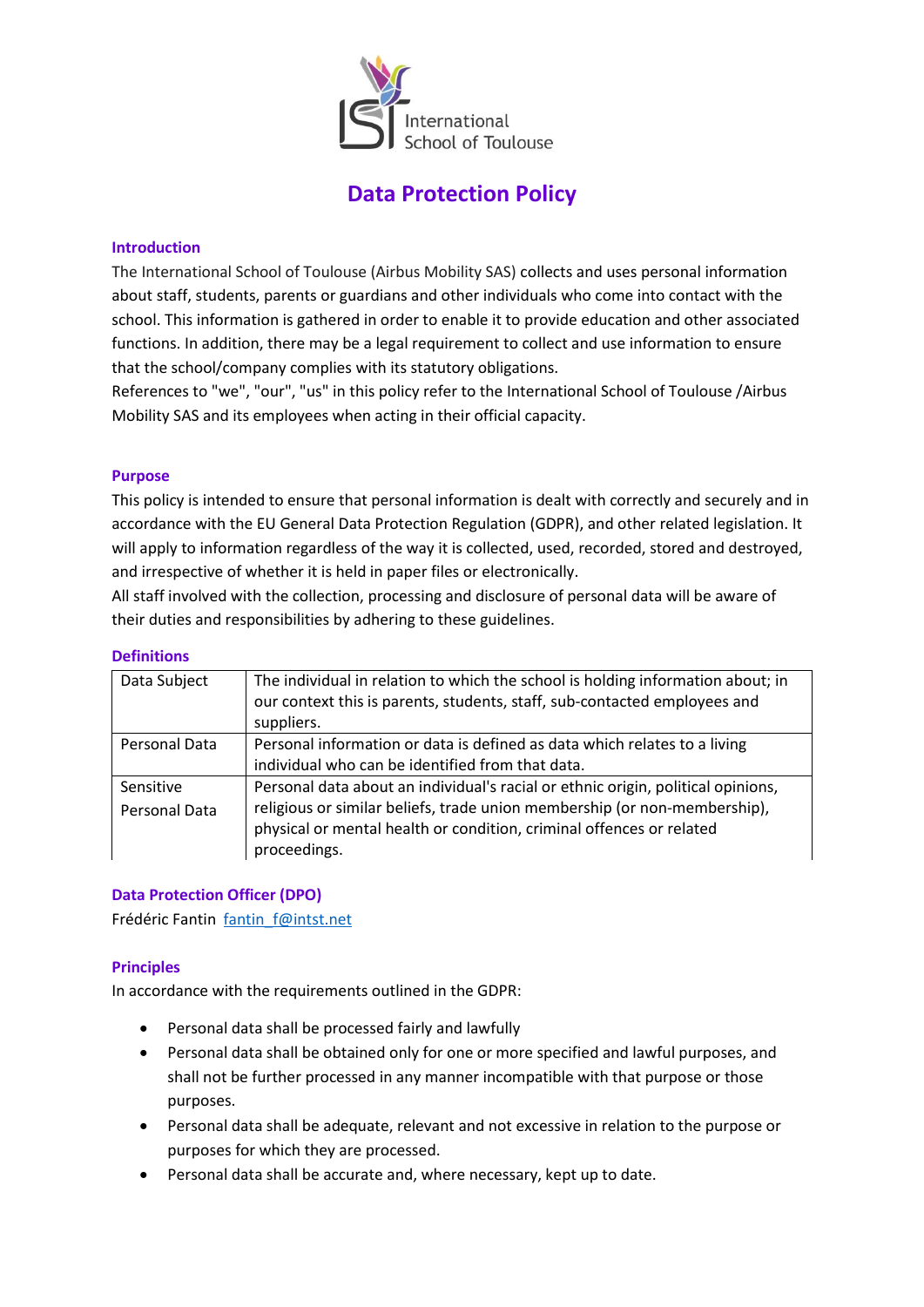# Data Protection Policy

## Introduction

The International School of Toulouse (Airbus Mobility SAS) collects and uses personal information about staff, students, parents or guardians and other individuals who come into contact with the school. This information is gathered in order to enable it to provide education and other associated functions. In addition, there may be a legal requirement to collect and use information to ensure that the school/company complies with its statutory obligations.

References to "we", "our", "us" in this policy refer to the International School of Toulouse /Airbus Mobility SAS and its employees when acting in their official capacity.

## Purpose

This policy is intended to ensure that personal information is dealt with correctly and securely and in accordance with the EU General Data Protection Regulation (GDPR), and other related legislation. It will apply to information regardless of the way it is collected, used, recorded, stored and destroyed, and irrespective of whether it is held in paper files or electronically.

All staff involved with the collection, processing and disclosure of personal data will be aware of their duties and responsibilities by adhering to these guidelines.

## Definitions

| | |
|---|---|
| Data Subject | The individual in relation to which the school is holding information about; in our context this is parents, students, staff, sub-contacted employees and suppliers. |
| Personal Data | Personal information or data is defined as data which relates to a living individual who can be identified from that data. |
| Sensitive Personal Data | Personal data about an individual's racial or ethnic origin, political opinions, religious or similar beliefs, trade union membership (or non-membership), physical or mental health or condition, criminal offences or related proceedings. |

## Data Protection Officer (DPO)

Frédéric Fantin fantin_f@intst.net

## Principles

In accordance with the requirements outlined in the GDPR:

- Personal data shall be processed fairly and lawfully
- Personal data shall be obtained only for one or more specified and lawful purposes, and shall not be further processed in any manner incompatible with that purpose or those purposes.
- Personal data shall be adequate, relevant and not excessive in relation to the purpose or purposes for which they are processed.
- Personal data shall be accurate and, where necessary, kept up to date.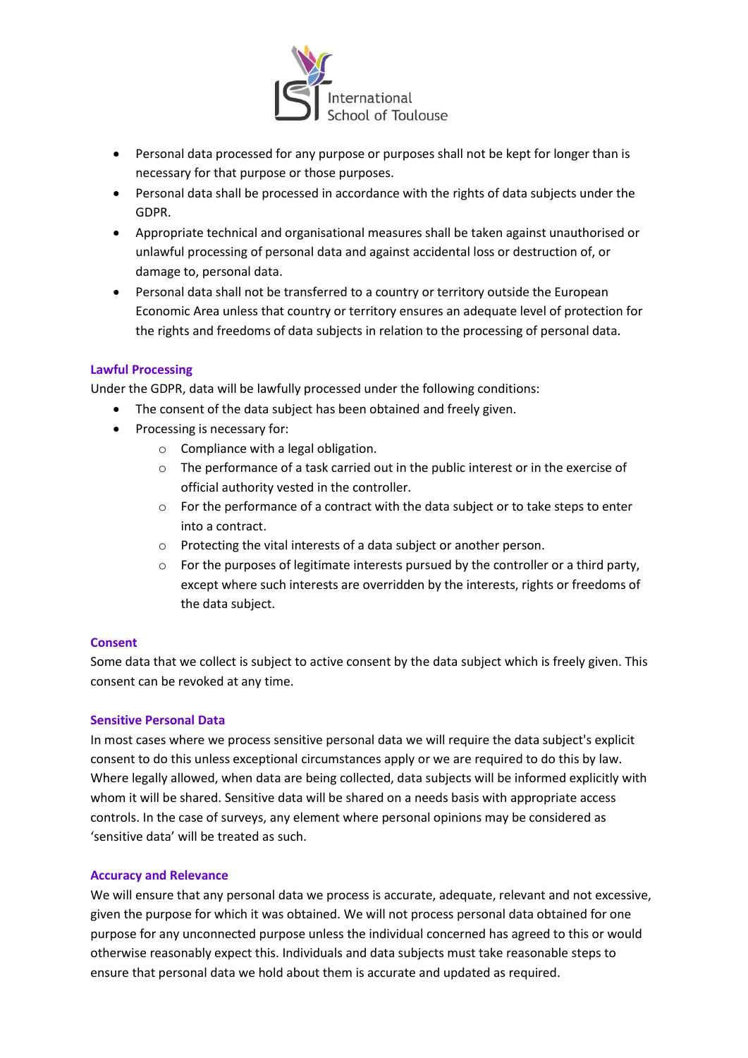- Personal data processed for any purpose or purposes shall not be kept for longer than is necessary for that purpose or those purposes.
- Personal data shall be processed in accordance with the rights of data subjects under the GDPR.
- Appropriate technical and organisational measures shall be taken against unauthorised or unlawful processing of personal data and against accidental loss or destruction of, or damage to, personal data.
- Personal data shall not be transferred to a country or territory outside the European Economic Area unless that country or territory ensures an adequate level of protection for the rights and freedoms of data subjects in relation to the processing of personal data.

### Lawful Processing

Under the GDPR, data will be lawfully processed under the following conditions:

- The consent of the data subject has been obtained and freely given.
- Processing is necessary for:
    - Compliance with a legal obligation.
    - The performance of a task carried out in the public interest or in the exercise of official authority vested in the controller.
    - For the performance of a contract with the data subject or to take steps to enter into a contract.
    - Protecting the vital interests of a data subject or another person.
    - For the purposes of legitimate interests pursued by the controller or a third party, except where such interests are overridden by the interests, rights or freedoms of the data subject.

### Consent

Some data that we collect is subject to active consent by the data subject which is freely given. This consent can be revoked at any time.

### Sensitive Personal Data

In most cases where we process sensitive personal data we will require the data subject's explicit consent to do this unless exceptional circumstances apply or we are required to do this by law. Where legally allowed, when data are being collected, data subjects will be informed explicitly with whom it will be shared. Sensitive data will be shared on a needs basis with appropriate access controls. In the case of surveys, any element where personal opinions may be considered as 'sensitive data' will be treated as such.

### Accuracy and Relevance

We will ensure that any personal data we process is accurate, adequate, relevant and not excessive, given the purpose for which it was obtained. We will not process personal data obtained for one purpose for any unconnected purpose unless the individual concerned has agreed to this or would otherwise reasonably expect this. Individuals and data subjects must take reasonable steps to ensure that personal data we hold about them is accurate and updated as required.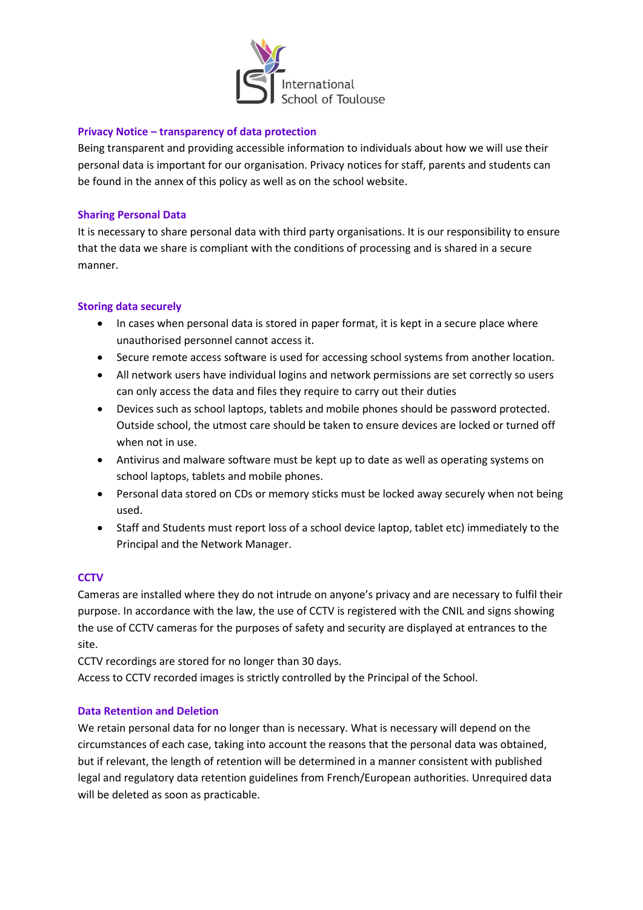International School of Toulouse

### Privacy Notice – transparency of data protection

Being transparent and providing accessible information to individuals about how we will use their personal data is important for our organisation. Privacy notices for staff, parents and students can be found in the annex of this policy as well as on the school website.

### Sharing Personal Data

It is necessary to share personal data with third party organisations. It is our responsibility to ensure that the data we share is compliant with the conditions of processing and is shared in a secure manner.

### Storing data securely

- In cases when personal data is stored in paper format, it is kept in a secure place where unauthorised personnel cannot access it.
- Secure remote access software is used for accessing school systems from another location.
- All network users have individual logins and network permissions are set correctly so users can only access the data and files they require to carry out their duties
- Devices such as school laptops, tablets and mobile phones should be password protected. Outside school, the utmost care should be taken to ensure devices are locked or turned off when not in use.
- Antivirus and malware software must be kept up to date as well as operating systems on school laptops, tablets and mobile phones.
- Personal data stored on CDs or memory sticks must be locked away securely when not being used.
- Staff and Students must report loss of a school device laptop, tablet etc) immediately to the Principal and the Network Manager.

### CCTV

Cameras are installed where they do not intrude on anyone's privacy and are necessary to fulfil their purpose. In accordance with the law, the use of CCTV is registered with the CNIL and signs showing the use of CCTV cameras for the purposes of safety and security are displayed at entrances to the site.

CCTV recordings are stored for no longer than 30 days.

Access to CCTV recorded images is strictly controlled by the Principal of the School.

### Data Retention and Deletion

We retain personal data for no longer than is necessary. What is necessary will depend on the circumstances of each case, taking into account the reasons that the personal data was obtained, but if relevant, the length of retention will be determined in a manner consistent with published legal and regulatory data retention guidelines from French/European authorities. Unrequired data will be deleted as soon as practicable.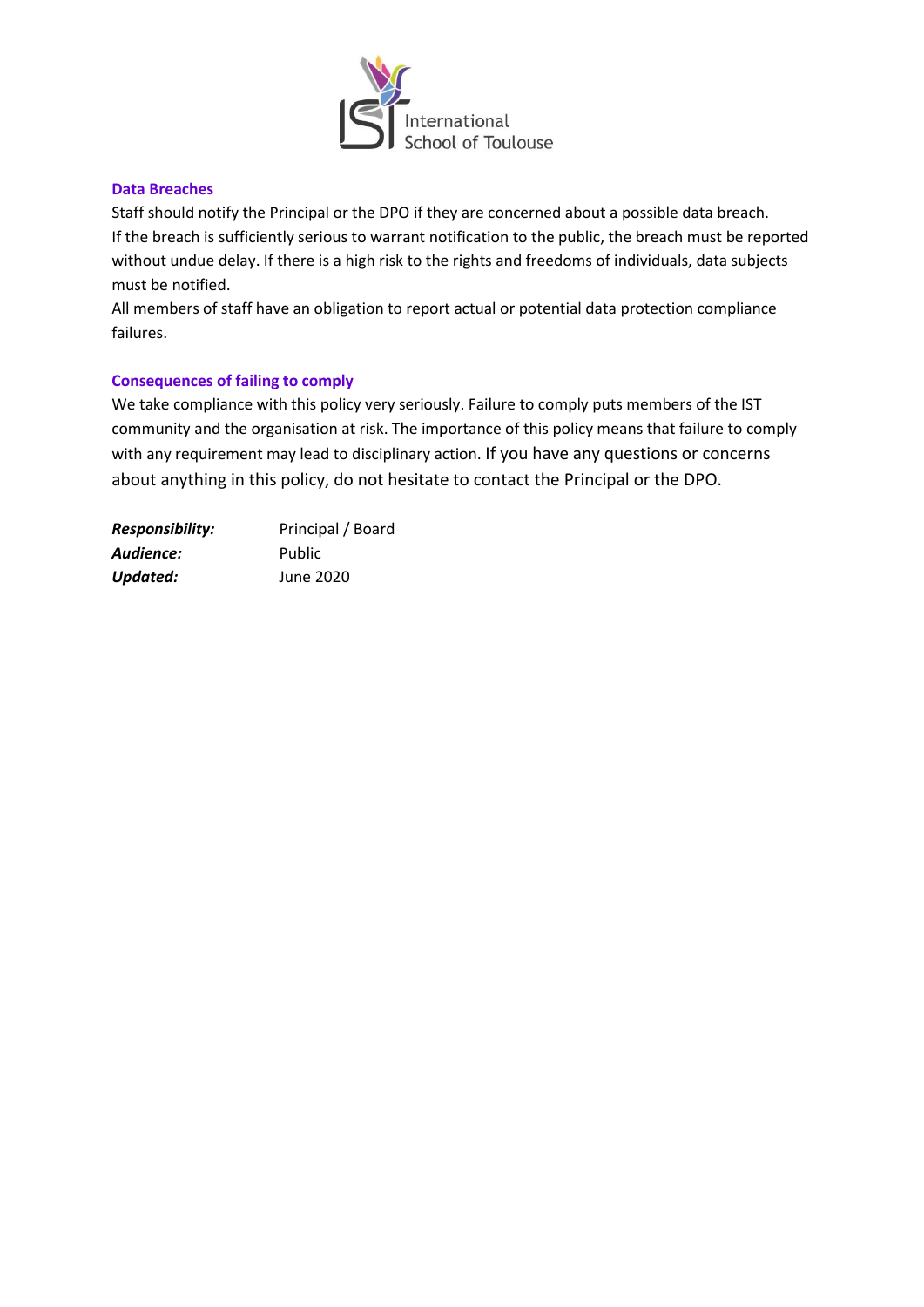## Data Breaches

Staff should notify the Principal or the DPO if they are concerned about a possible data breach.
If the breach is sufficiently serious to warrant notification to the public, the breach must be reported without undue delay. If there is a high risk to the rights and freedoms of individuals, data subjects must be notified.
All members of staff have an obligation to report actual or potential data protection compliance failures.

## Consequences of failing to comply

We take compliance with this policy very seriously. Failure to comply puts members of the IST community and the organisation at risk. The importance of this policy means that failure to comply with any requirement may lead to disciplinary action. If you have any questions or concerns about anything in this policy, do not hesitate to contact the Principal or the DPO.

| | |
|---|---|
| ***Responsibility:*** | Principal / Board |
| ***Audience:*** | Public |
| ***Updated:*** | June 2020 |